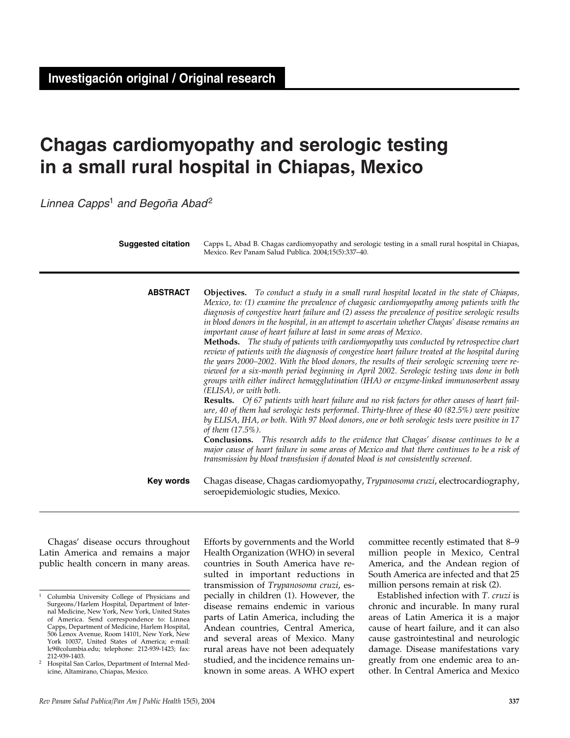**Investigación original / Original research**

# Chagas cardiomyopathy and serologic testing in a small rural hospital in Chiapas, Mexico

*Linnea Capps*[1] *and Begoña Abad*[2]

**Suggested citation** Capps L, Abad B. Chagas cardiomyopathy and serologic testing in a small rural hospital in Chiapas, Mexico. Rev Panam Salud Publica. 2004;15(5):337–40.

**ABSTRACT**

**Objectives.** *To conduct a study in a small rural hospital located in the state of Chiapas, Mexico, to: (1) examine the prevalence of chagasic cardiomyopathy among patients with the diagnosis of congestive heart failure and (2) assess the prevalence of positive serologic results in blood donors in the hospital, in an attempt to ascertain whether Chagas' disease remains an important cause of heart failure at least in some areas of Mexico.*

**Methods.** *The study of patients with cardiomyopathy was conducted by retrospective chart review of patients with the diagnosis of congestive heart failure treated at the hospital during the years 2000–2002. With the blood donors, the results of their serologic screening were reviewed for a six-month period beginning in April 2002. Serologic testing was done in both groups with either indirect hemagglutination (IHA) or enzyme-linked immunosorbent assay (ELISA), or with both.*

**Results.** *Of 67 patients with heart failure and no risk factors for other causes of heart failure, 40 of them had serologic tests performed. Thirty-three of these 40 (82.5%) were positive by ELISA, IHA, or both. With 97 blood donors, one or both serologic tests were positive in 17 of them (17.5%).*

**Conclusions.** *This research adds to the evidence that Chagas' disease continues to be a major cause of heart failure in some areas of Mexico and that there continues to be a risk of transmission by blood transfusion if donated blood is not consistently screened.*

**Key words** Chagas disease, Chagas cardiomyopathy, *Trypanosoma cruzi*, electrocardiography, seroepidemiologic studies, Mexico.

---

Chagas' disease occurs throughout Latin America and remains a major public health concern in many areas. Efforts by governments and the World Health Organization (WHO) in several countries in South America have resulted in important reductions in transmission of *Trypanosoma cruzi*, especially in children (1). However, the disease remains endemic in various parts of Latin America, including the Andean countries, Central America, and several areas of Mexico. Many rural areas have not been adequately studied, and the incidence remains unknown in some areas. A WHO expert committee recently estimated that 8–9 million people in Mexico, Central America, and the Andean region of South America are infected and that 25 million persons remain at risk (2).

Established infection with *T. cruzi* is chronic and incurable. In many rural areas of Latin America it is a major cause of heart failure, and it can also cause gastrointestinal and neurologic damage. Disease manifestations vary greatly from one endemic area to another. In Central America and Mexico

---

[1] Columbia University College of Physicians and Surgeons/Harlem Hospital, Department of Internal Medicine, New York, New York, United States of America. Send correspondence to: Linnea Capps, Department of Medicine, Harlem Hospital, 506 Lenox Avenue, Room 14101, New York, New York 10037, United States of America; e-mail: lc9@columbia.edu; telephone: 212-939-1423; fax: 212-939-1403.

[2] Hospital San Carlos, Department of Internal Medicine, Altamirano, Chiapas, Mexico.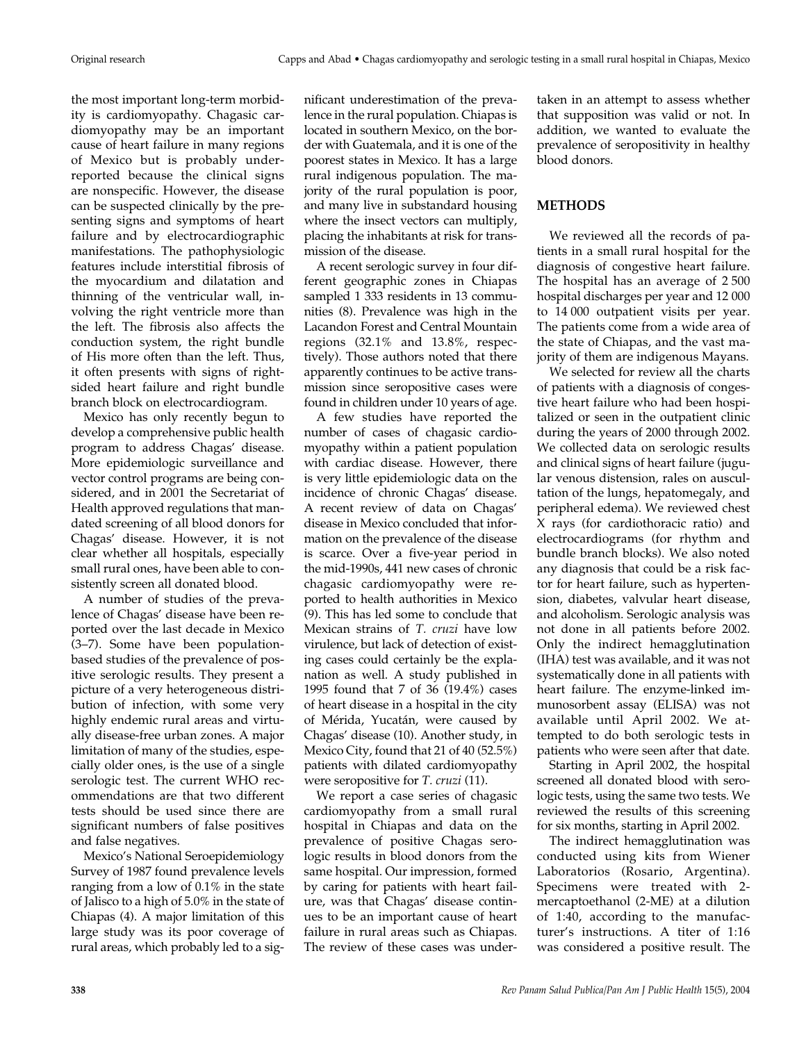the most important long-term morbidity is cardiomyopathy. Chagasic cardiomyopathy may be an important cause of heart failure in many regions of Mexico but is probably underreported because the clinical signs are nonspecific. However, the disease can be suspected clinically by the presenting signs and symptoms of heart failure and by electrocardiographic manifestations. The pathophysiologic features include interstitial fibrosis of the myocardium and dilatation and thinning of the ventricular wall, involving the right ventricle more than the left. The fibrosis also affects the conduction system, the right bundle of His more often than the left. Thus, it often presents with signs of right-sided heart failure and right bundle branch block on electrocardiogram.

Mexico has only recently begun to develop a comprehensive public health program to address Chagas' disease. More epidemiologic surveillance and vector control programs are being considered, and in 2001 the Secretariat of Health approved regulations that mandated screening of all blood donors for Chagas' disease. However, it is not clear whether all hospitals, especially small rural ones, have been able to consistently screen all donated blood.

A number of studies of the prevalence of Chagas' disease have been reported over the last decade in Mexico (3–7). Some have been population-based studies of the prevalence of positive serologic results. They present a picture of a very heterogeneous distribution of infection, with some very highly endemic rural areas and virtually disease-free urban zones. A major limitation of many of the studies, especially older ones, is the use of a single serologic test. The current WHO recommendations are that two different tests should be used since there are significant numbers of false positives and false negatives.

Mexico's National Seroepidemiology Survey of 1987 found prevalence levels ranging from a low of 0.1% in the state of Jalisco to a high of 5.0% in the state of Chiapas (4). A major limitation of this large study was its poor coverage of rural areas, which probably led to a significant underestimation of the prevalence in the rural population. Chiapas is located in southern Mexico, on the border with Guatemala, and it is one of the poorest states in Mexico. It has a large rural indigenous population. The majority of the rural population is poor, and many live in substandard housing where the insect vectors can multiply, placing the inhabitants at risk for transmission of the disease.

A recent serologic survey in four different geographic zones in Chiapas sampled 1 333 residents in 13 communities (8). Prevalence was high in the Lacandon Forest and Central Mountain regions (32.1% and 13.8%, respectively). Those authors noted that there apparently continues to be active transmission since seropositive cases were found in children under 10 years of age.

A few studies have reported the number of cases of chagasic cardiomyopathy within a patient population with cardiac disease. However, there is very little epidemiologic data on the incidence of chronic Chagas' disease. A recent review of data on Chagas' disease in Mexico concluded that information on the prevalence of the disease is scarce. Over a five-year period in the mid-1990s, 441 new cases of chronic chagasic cardiomyopathy were reported to health authorities in Mexico (9). This has led some to conclude that Mexican strains of *T. cruzi* have low virulence, but lack of detection of existing cases could certainly be the explanation as well. A study published in 1995 found that 7 of 36 (19.4%) cases of heart disease in a hospital in the city of Mérida, Yucatán, were caused by Chagas' disease (10). Another study, in Mexico City, found that 21 of 40 (52.5%) patients with dilated cardiomyopathy were seropositive for *T. cruzi* (11).

We report a case series of chagasic cardiomyopathy from a small rural hospital in Chiapas and data on the prevalence of positive Chagas serologic results in blood donors from the same hospital. Our impression, formed by caring for patients with heart failure, was that Chagas' disease continues to be an important cause of heart failure in rural areas such as Chiapas. The review of these cases was undertaken in an attempt to assess whether that supposition was valid or not. In addition, we wanted to evaluate the prevalence of seropositivity in healthy blood donors.

## METHODS

We reviewed all the records of patients in a small rural hospital for the diagnosis of congestive heart failure. The hospital has an average of 2 500 hospital discharges per year and 12 000 to 14 000 outpatient visits per year. The patients come from a wide area of the state of Chiapas, and the vast majority of them are indigenous Mayans.

We selected for review all the charts of patients with a diagnosis of congestive heart failure who had been hospitalized or seen in the outpatient clinic during the years of 2000 through 2002. We collected data on serologic results and clinical signs of heart failure (jugular venous distension, rales on auscultation of the lungs, hepatomegaly, and peripheral edema). We reviewed chest X rays (for cardiothoracic ratio) and electrocardiograms (for rhythm and bundle branch blocks). We also noted any diagnosis that could be a risk factor for heart failure, such as hypertension, diabetes, valvular heart disease, and alcoholism. Serologic analysis was not done in all patients before 2002. Only the indirect hemagglutination (IHA) test was available, and it was not systematically done in all patients with heart failure. The enzyme-linked immunosorbent assay (ELISA) was not available until April 2002. We attempted to do both serologic tests in patients who were seen after that date.

Starting in April 2002, the hospital screened all donated blood with serologic tests, using the same two tests. We reviewed the results of this screening for six months, starting in April 2002.

The indirect hemagglutination was conducted using kits from Wiener Laboratorios (Rosario, Argentina). Specimens were treated with 2-mercaptoethanol (2-ME) at a dilution of 1:40, according to the manufacturer's instructions. A titer of 1:16 was considered a positive result. The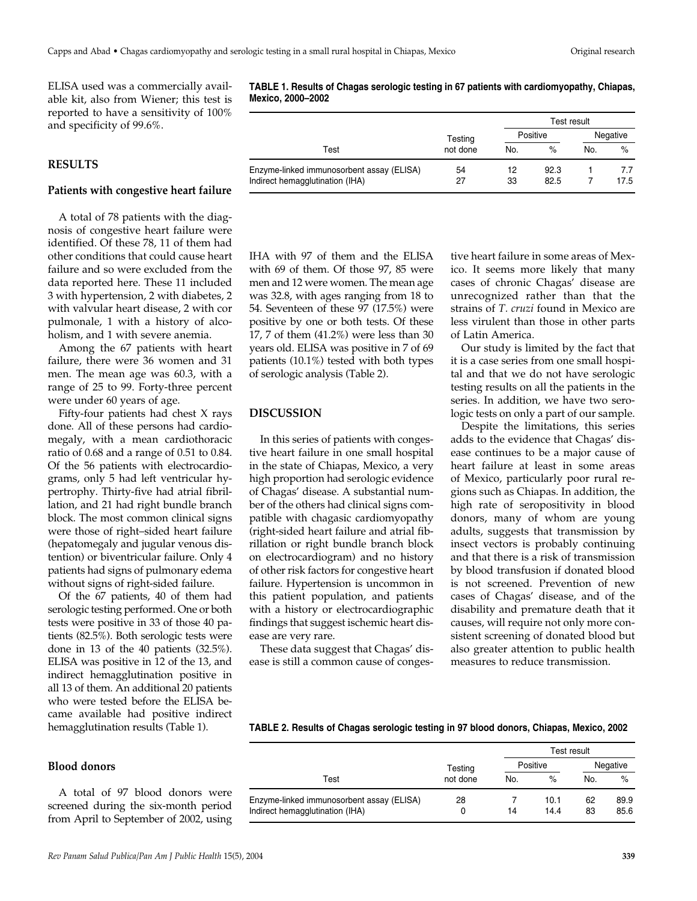ELISA used was a commercially available kit, also from Wiener; this test is reported to have a sensitivity of 100% and specificity of 99.6%.

## RESULTS

### Patients with congestive heart failure

A total of 78 patients with the diagnosis of congestive heart failure were identified. Of these 78, 11 of them had other conditions that could cause heart failure and so were excluded from the data reported here. These 11 included 3 with hypertension, 2 with diabetes, 2 with valvular heart disease, 2 with cor pulmonale, 1 with a history of alcoholism, and 1 with severe anemia.

Among the 67 patients with heart failure, there were 36 women and 31 men. The mean age was 60.3, with a range of 25 to 99. Forty-three percent were under 60 years of age.

Fifty-four patients had chest X rays done. All of these persons had cardiomegaly, with a mean cardiothoracic ratio of 0.68 and a range of 0.51 to 0.84. Of the 56 patients with electrocardiograms, only 5 had left ventricular hypertrophy. Thirty-five had atrial fibrillation, and 21 had right bundle branch block. The most common clinical signs were those of right–sided heart failure (hepatomegaly and jugular venous distention) or biventricular failure. Only 4 patients had signs of pulmonary edema without signs of right-sided failure.

Of the 67 patients, 40 of them had serologic testing performed. One or both tests were positive in 33 of those 40 patients (82.5%). Both serologic tests were done in 13 of the 40 patients (32.5%). ELISA was positive in 12 of the 13, and indirect hemagglutination positive in all 13 of them. An additional 20 patients who were tested before the ELISA became available had positive indirect hemagglutination results (Table 1).

**TABLE 1. Results of Chagas serologic testing in 67 patients with cardiomyopathy, Chiapas, Mexico, 2000–2002**

| Test | Testing not done | Test result: Positive No. | Positive % | Negative No. | Negative % |
|---|---|---|---|---|---|
| Enzyme-linked immunosorbent assay (ELISA) | 54 | 12 | 92.3 | 1 | 7.7 |
| Indirect hemagglutination (IHA) | 27 | 33 | 82.5 | 7 | 17.5 |

### Blood donors

A total of 97 blood donors were screened during the six-month period from April to September of 2002, using IHA with 97 of them and the ELISA with 69 of them. Of those 97, 85 were men and 12 were women. The mean age was 32.8, with ages ranging from 18 to 54. Seventeen of these 97 (17.5%) were positive by one or both tests. Of these 17, 7 of them (41.2%) were less than 30 years old. ELISA was positive in 7 of 69 patients (10.1%) tested with both types of serologic analysis (Table 2).

**TABLE 2. Results of Chagas serologic testing in 97 blood donors, Chiapas, Mexico, 2002**

| Test | Testing not done | Test result: Positive No. | Positive % | Negative No. | Negative % |
|---|---|---|---|---|---|
| Enzyme-linked immunosorbent assay (ELISA) | 28 | 7 | 10.1 | 62 | 89.9 |
| Indirect hemagglutination (IHA) | 0 | 14 | 14.4 | 83 | 85.6 |

## DISCUSSION

In this series of patients with congestive heart failure in one small hospital in the state of Chiapas, Mexico, a very high proportion had serologic evidence of Chagas' disease. A substantial number of the others had clinical signs compatible with chagasic cardiomyopathy (right-sided heart failure and atrial fibrillation or right bundle branch block on electrocardiogram) and no history of other risk factors for congestive heart failure. Hypertension is uncommon in this patient population, and patients with a history or electrocardiographic findings that suggest ischemic heart disease are very rare.

These data suggest that Chagas' disease is still a common cause of congestive heart failure in some areas of Mexico. It seems more likely that many cases of chronic Chagas' disease are unrecognized rather than that the strains of *T. cruzi* found in Mexico are less virulent than those in other parts of Latin America.

Our study is limited by the fact that it is a case series from one small hospital and that we do not have serologic testing results on all the patients in the series. In addition, we have two serologic tests on only a part of our sample.

Despite the limitations, this series adds to the evidence that Chagas' disease continues to be a major cause of heart failure at least in some areas of Mexico, particularly poor rural regions such as Chiapas. In addition, the high rate of seropositivity in blood donors, many of whom are young adults, suggests that transmission by insect vectors is probably continuing and that there is a risk of transmission by blood transfusion if donated blood is not screened. Prevention of new cases of Chagas' disease, and of the disability and premature death that it causes, will require not only more consistent screening of donated blood but also greater attention to public health measures to reduce transmission.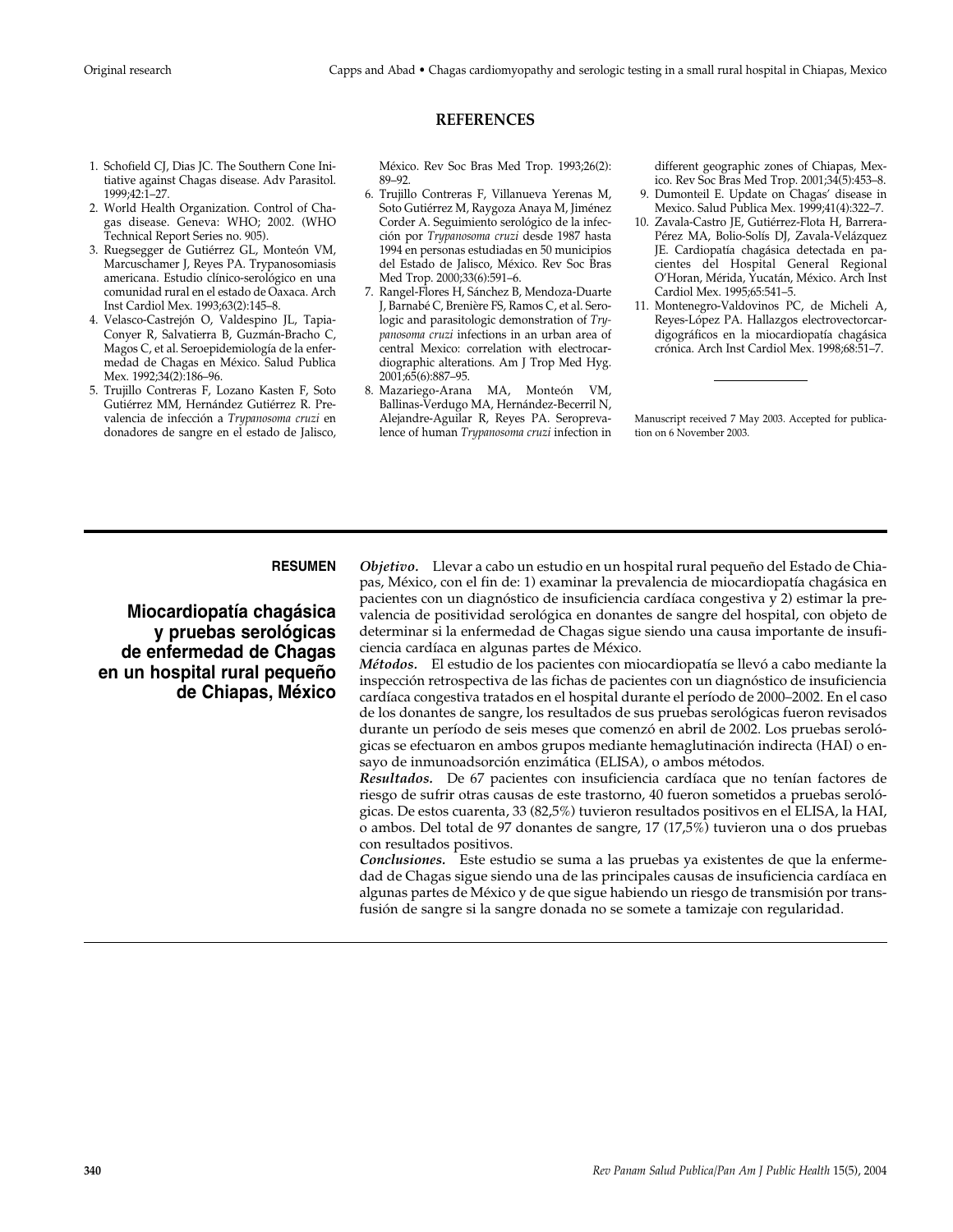## REFERENCES

1. Schofield CJ, Dias JC. The Southern Cone Initiative against Chagas disease. Adv Parasitol. 1999;42:1–27.
2. World Health Organization. Control of Chagas disease. Geneva: WHO; 2002. (WHO Technical Report Series no. 905).
3. Ruegsegger de Gutiérrez GL, Monteón VM, Marcuschamer J, Reyes PA. Trypanosomiasis americana. Estudio clínico-serológico en una comunidad rural en el estado de Oaxaca. Arch Inst Cardiol Mex. 1993;63(2):145–8.
4. Velasco-Castrejón O, Valdespino JL, Tapia-Conyer R, Salvatierra B, Guzmán-Bracho C, Magos C, et al. Seroepidemiología de la enfermedad de Chagas en México. Salud Publica Mex. 1992;34(2):186–96.
5. Trujillo Contreras F, Lozano Kasten F, Soto Gutiérrez MM, Hernández Gutiérrez R. Prevalencia de infección a *Trypanosoma cruzi* en donadores de sangre en el estado de Jalisco, México. Rev Soc Bras Med Trop. 1993;26(2): 89–92.
6. Trujillo Contreras F, Villanueva Yerenas M, Soto Gutiérrez M, Raygoza Anaya M, Jiménez Corder A. Seguimiento serológico de la infección por *Trypanosoma cruzi* desde 1987 hasta 1994 en personas estudiadas en 50 municipios del Estado de Jalisco, México. Rev Soc Bras Med Trop. 2000;33(6):591–6.
7. Rangel-Flores H, Sánchez B, Mendoza-Duarte J, Barnabé C, Brenière FS, Ramos C, et al. Serologic and parasitologic demonstration of *Trypanosoma cruzi* infections in an urban area of central Mexico: correlation with electrocardiographic alterations. Am J Trop Med Hyg. 2001;65(6):887–95.
8. Mazariego-Arana MA, Monteón VM, Ballinas-Verdugo MA, Hernández-Becerril N, Alejandre-Aguilar R, Reyes PA. Seroprevalence of human *Trypanosoma cruzi* infection in different geographic zones of Chiapas, Mexico. Rev Soc Bras Med Trop. 2001;34(5):453–8.
9. Dumonteil E. Update on Chagas' disease in Mexico. Salud Publica Mex. 1999;41(4):322–7.
10. Zavala-Castro JE, Gutiérrez-Flota H, Barrera-Pérez MA, Bolio-Solís DJ, Zavala-Velázquez JE. Cardiopatía chagásica detectada en pacientes del Hospital General Regional O'Horan, Mérida, Yucatán, México. Arch Inst Cardiol Mex. 1995;65:541–5.
11. Montenegro-Valdovinos PC, de Micheli A, Reyes-López PA. Hallazgos electrovectorcardiográficos en la miocardiopatía chagásica crónica. Arch Inst Cardiol Mex. 1998;68:51–7.

Manuscript received 7 May 2003. Accepted for publication on 6 November 2003.

## RESUMEN

### Miocardiopatía chagásica y pruebas serológicas de enfermedad de Chagas en un hospital rural pequeño de Chiapas, México

***Objetivo.*** Llevar a cabo un estudio en un hospital rural pequeño del Estado de Chiapas, México, con el fin de: 1) examinar la prevalencia de miocardiopatía chagásica en pacientes con un diagnóstico de insuficiencia cardíaca congestiva y 2) estimar la prevalencia de positividad serológica en donantes de sangre del hospital, con objeto de determinar si la enfermedad de Chagas sigue siendo una causa importante de insuficiencia cardíaca en algunas partes de México.

***Métodos.*** El estudio de los pacientes con miocardiopatía se llevó a cabo mediante la inspección retrospectiva de las fichas de pacientes con un diagnóstico de insuficiencia cardíaca congestiva tratados en el hospital durante el período de 2000–2002. En el caso de los donantes de sangre, los resultados de sus pruebas serológicas fueron revisados durante un período de seis meses que comenzó en abril de 2002. Los pruebas serológicas se efectuaron en ambos grupos mediante hemaglutinación indirecta (HAI) o ensayo de inmunoadsorción enzimática (ELISA), o ambos métodos.

***Resultados.*** De 67 pacientes con insuficiencia cardíaca que no tenían factores de riesgo de sufrir otras causas de este trastorno, 40 fueron sometidos a pruebas serológicas. De estos cuarenta, 33 (82,5%) tuvieron resultados positivos en el ELISA, la HAI, o ambos. Del total de 97 donantes de sangre, 17 (17,5%) tuvieron una o dos pruebas con resultados positivos.

***Conclusiones.*** Este estudio se suma a las pruebas ya existentes de que la enfermedad de Chagas sigue siendo una de las principales causas de insuficiencia cardíaca en algunas partes de México y de que sigue habiendo un riesgo de transmisión por transfusión de sangre si la sangre donada no se somete a tamizaje con regularidad.